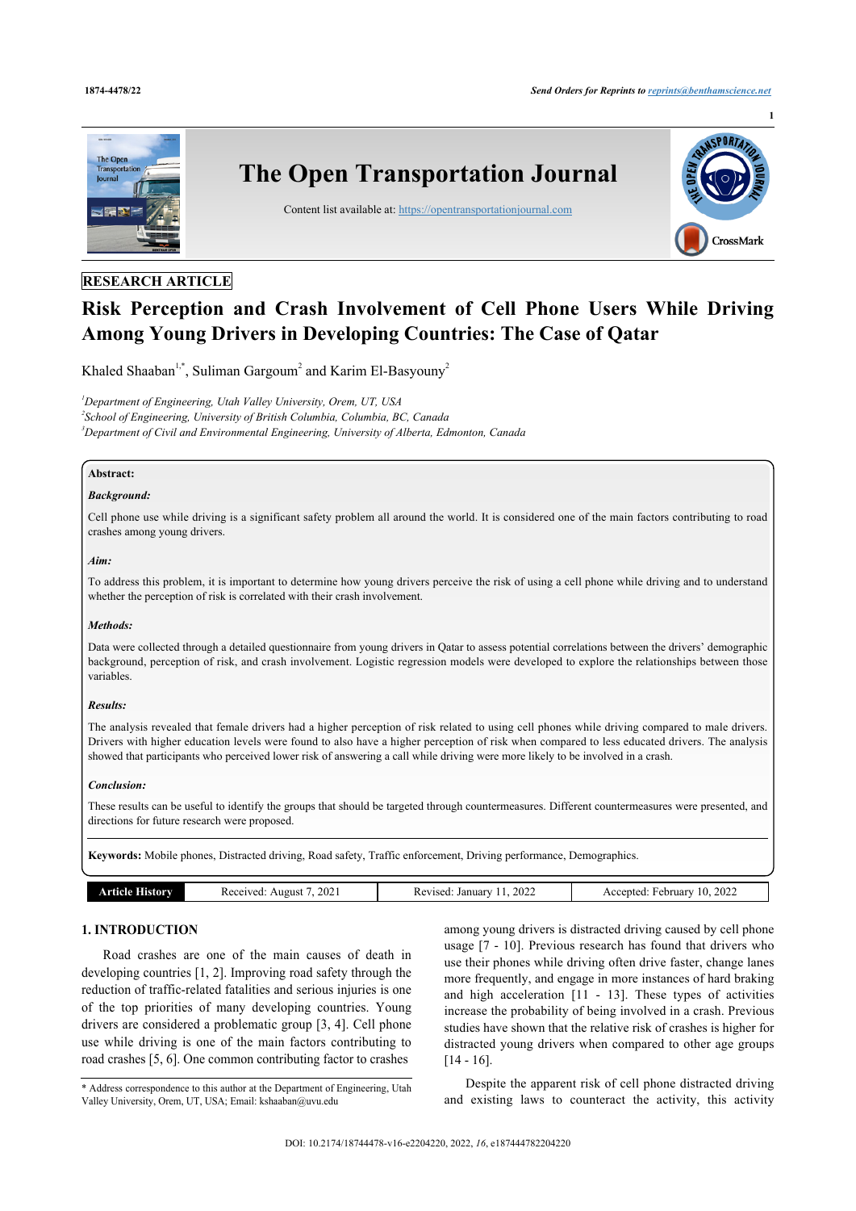RESEARCH ARTICLE

# Risk Perception and Crash Involvement of Cell Phone Users While Driving Among Young Drivers in Developing Countries: The Case of Qatar

Khaled Shaaban[1,*], Suliman Gargoum[2] and Karim El-Basyouny[2]

[1]Department of Engineering, Utah Valley University, Orem, UT, USA

[2]School of Engineering, University of British Columbia, Columbia, BC, Canada

[3]Department of Civil and Environmental Engineering, University of Alberta, Edmonton, Canada

**Abstract:**

***Background:***

Cell phone use while driving is a significant safety problem all around the world. It is considered one of the main factors contributing to road crashes among young drivers.

***Aim:***

To address this problem, it is important to determine how young drivers perceive the risk of using a cell phone while driving and to understand whether the perception of risk is correlated with their crash involvement.

***Methods:***

Data were collected through a detailed questionnaire from young drivers in Qatar to assess potential correlations between the drivers' demographic background, perception of risk, and crash involvement. Logistic regression models were developed to explore the relationships between those variables.

***Results:***

The analysis revealed that female drivers had a higher perception of risk related to using cell phones while driving compared to male drivers. Drivers with higher education levels were found to also have a higher perception of risk when compared to less educated drivers. The analysis showed that participants who perceived lower risk of answering a call while driving were more likely to be involved in a crash.

***Conclusion:***

These results can be useful to identify the groups that should be targeted through countermeasures. Different countermeasures were presented, and directions for future research were proposed.

**Keywords:** Mobile phones, Distracted driving, Road safety, Traffic enforcement, Driving performance, Demographics.

| Article History | Received: August 7, 2021 | Revised: January 11, 2022 | Accepted: February 10, 2022 |
|---|---|---|---|

## 1. INTRODUCTION

Road crashes are one of the main causes of death in developing countries [1, 2]. Improving road safety through the reduction of traffic-related fatalities and serious injuries is one of the top priorities of many developing countries. Young drivers are considered a problematic group [3, 4]. Cell phone use while driving is one of the main factors contributing to road crashes [5, 6]. One common contributing factor to crashes among young drivers is distracted driving caused by cell phone usage [7 - 10]. Previous research has found that drivers who use their phones while driving often drive faster, change lanes more frequently, and engage in more instances of hard braking and high acceleration [11 - 13]. These types of activities increase the probability of being involved in a crash. Previous studies have shown that the relative risk of crashes is higher for distracted young drivers when compared to other age groups [14 - 16].

Despite the apparent risk of cell phone distracted driving and existing laws to counteract the activity, this activity

\* Address correspondence to this author at the Department of Engineering, Utah Valley University, Orem, UT, USA; Email: kshaaban@uvu.edu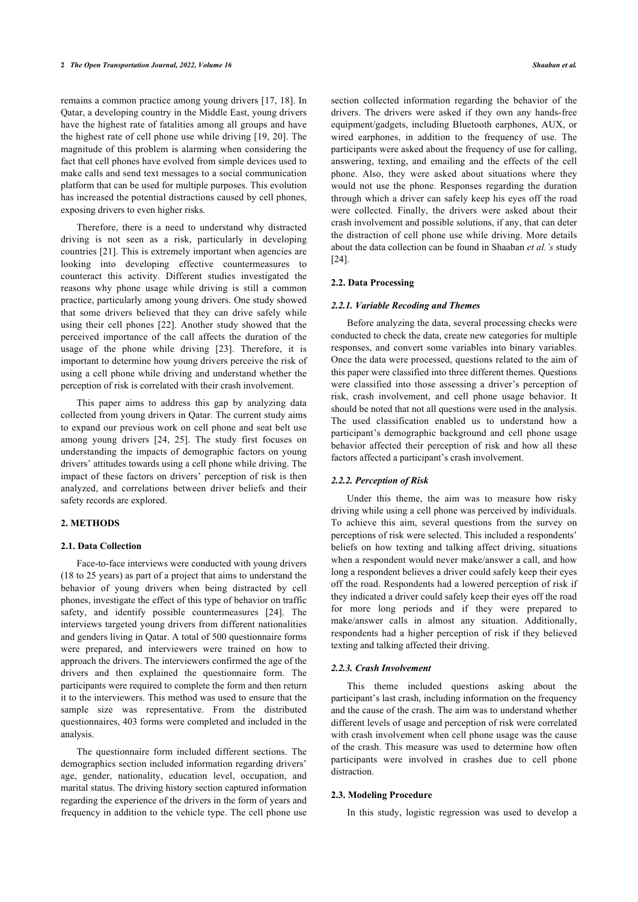remains a common practice among young drivers [17, 18]. In Qatar, a developing country in the Middle East, young drivers have the highest rate of fatalities among all groups and have the highest rate of cell phone use while driving [19, 20]. The magnitude of this problem is alarming when considering the fact that cell phones have evolved from simple devices used to make calls and send text messages to a social communication platform that can be used for multiple purposes. This evolution has increased the potential distractions caused by cell phones, exposing drivers to even higher risks.

Therefore, there is a need to understand why distracted driving is not seen as a risk, particularly in developing countries [21]. This is extremely important when agencies are looking into developing effective countermeasures to counteract this activity. Different studies investigated the reasons why phone usage while driving is still a common practice, particularly among young drivers. One study showed that some drivers believed that they can drive safely while using their cell phones [22]. Another study showed that the perceived importance of the call affects the duration of the usage of the phone while driving [23]. Therefore, it is important to determine how young drivers perceive the risk of using a cell phone while driving and understand whether the perception of risk is correlated with their crash involvement.

This paper aims to address this gap by analyzing data collected from young drivers in Qatar. The current study aims to expand our previous work on cell phone and seat belt use among young drivers [24, 25]. The study first focuses on understanding the impacts of demographic factors on young drivers' attitudes towards using a cell phone while driving. The impact of these factors on drivers' perception of risk is then analyzed, and correlations between driver beliefs and their safety records are explored.

## 2. METHODS

### 2.1. Data Collection

Face-to-face interviews were conducted with young drivers (18 to 25 years) as part of a project that aims to understand the behavior of young drivers when being distracted by cell phones, investigate the effect of this type of behavior on traffic safety, and identify possible countermeasures [24]. The interviews targeted young drivers from different nationalities and genders living in Qatar. A total of 500 questionnaire forms were prepared, and interviewers were trained on how to approach the drivers. The interviewers confirmed the age of the drivers and then explained the questionnaire form. The participants were required to complete the form and then return it to the interviewers. This method was used to ensure that the sample size was representative. From the distributed questionnaires, 403 forms were completed and included in the analysis.

The questionnaire form included different sections. The demographics section included information regarding drivers' age, gender, nationality, education level, occupation, and marital status. The driving history section captured information regarding the experience of the drivers in the form of years and frequency in addition to the vehicle type. The cell phone use section collected information regarding the behavior of the drivers. The drivers were asked if they own any hands-free equipment/gadgets, including Bluetooth earphones, AUX, or wired earphones, in addition to the frequency of use. The participants were asked about the frequency of use for calling, answering, texting, and emailing and the effects of the cell phone. Also, they were asked about situations where they would not use the phone. Responses regarding the duration through which a driver can safely keep his eyes off the road were collected. Finally, the drivers were asked about their crash involvement and possible solutions, if any, that can deter the distraction of cell phone use while driving. More details about the data collection can be found in Shaaban *et al.'s* study [24].

### 2.2. Data Processing

#### *2.2.1. Variable Recoding and Themes*

Before analyzing the data, several processing checks were conducted to check the data, create new categories for multiple responses, and convert some variables into binary variables. Once the data were processed, questions related to the aim of this paper were classified into three different themes. Questions were classified into those assessing a driver's perception of risk, crash involvement, and cell phone usage behavior. It should be noted that not all questions were used in the analysis. The used classification enabled us to understand how a participant's demographic background and cell phone usage behavior affected their perception of risk and how all these factors affected a participant's crash involvement.

#### *2.2.2. Perception of Risk*

Under this theme, the aim was to measure how risky driving while using a cell phone was perceived by individuals. To achieve this aim, several questions from the survey on perceptions of risk were selected. This included a respondents' beliefs on how texting and talking affect driving, situations when a respondent would never make/answer a call, and how long a respondent believes a driver could safely keep their eyes off the road. Respondents had a lowered perception of risk if they indicated a driver could safely keep their eyes off the road for more long periods and if they were prepared to make/answer calls in almost any situation. Additionally, respondents had a higher perception of risk if they believed texting and talking affected their driving.

#### *2.2.3. Crash Involvement*

This theme included questions asking about the participant's last crash, including information on the frequency and the cause of the crash. The aim was to understand whether different levels of usage and perception of risk were correlated with crash involvement when cell phone usage was the cause of the crash. This measure was used to determine how often participants were involved in crashes due to cell phone distraction.

### 2.3. Modeling Procedure

In this study, logistic regression was used to develop a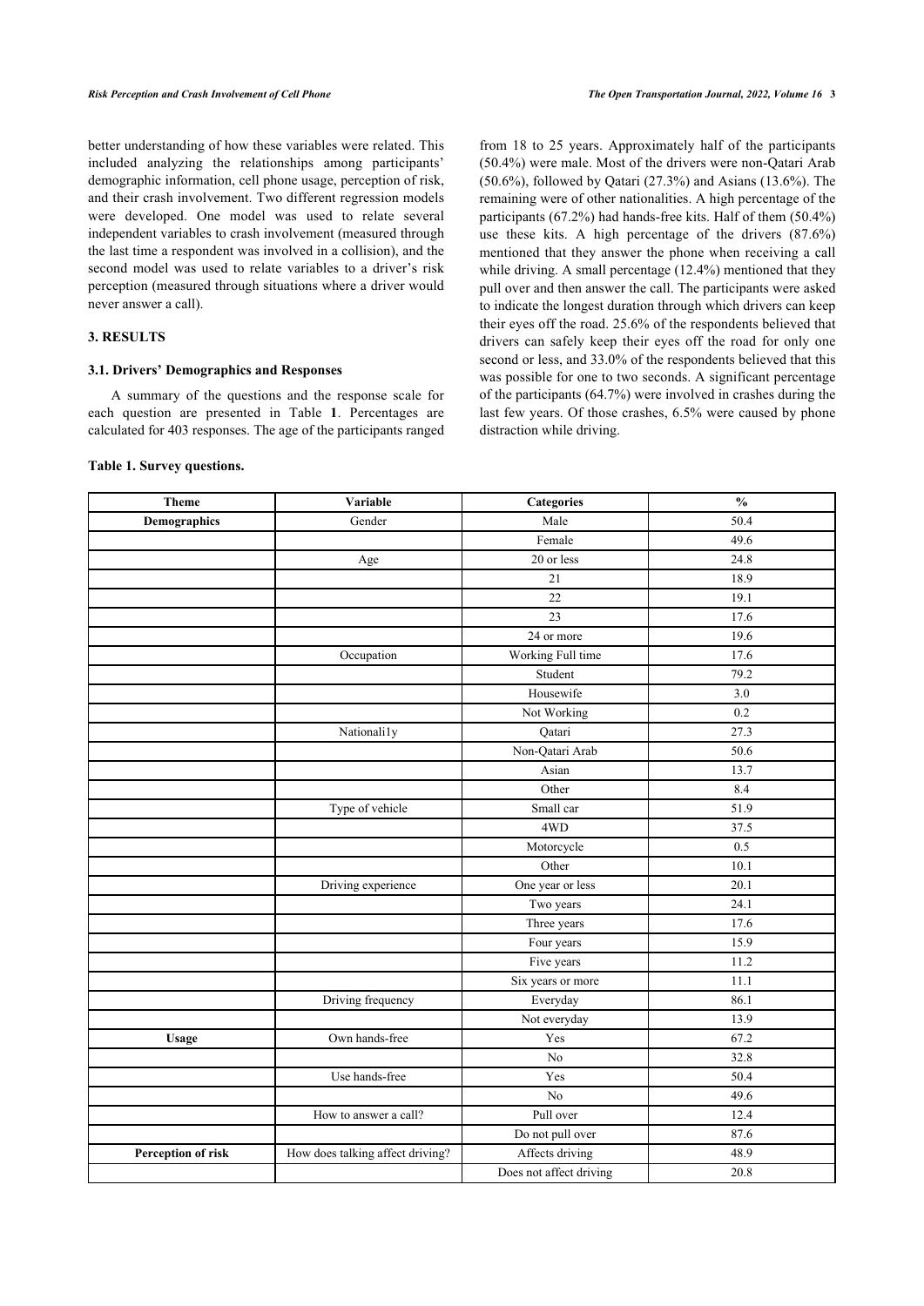better understanding of how these variables were related. This included analyzing the relationships among participants' demographic information, cell phone usage, perception of risk, and their crash involvement. Two different regression models were developed. One model was used to relate several independent variables to crash involvement (measured through the last time a respondent was involved in a collision), and the second model was used to relate variables to a driver's risk perception (measured through situations where a driver would never answer a call).

## 3. RESULTS

### 3.1. Drivers' Demographics and Responses

A summary of the questions and the response scale for each question are presented in Table **1**. Percentages are calculated for 403 responses. The age of the participants ranged from 18 to 25 years. Approximately half of the participants (50.4%) were male. Most of the drivers were non-Qatari Arab (50.6%), followed by Qatari (27.3%) and Asians (13.6%). The remaining were of other nationalities. A high percentage of the participants (67.2%) had hands-free kits. Half of them (50.4%) use these kits. A high percentage of the drivers (87.6%) mentioned that they answer the phone when receiving a call while driving. A small percentage (12.4%) mentioned that they pull over and then answer the call. The participants were asked to indicate the longest duration through which drivers can keep their eyes off the road. 25.6% of the respondents believed that drivers can safely keep their eyes off the road for only one second or less, and 33.0% of the respondents believed that this was possible for one to two seconds. A significant percentage of the participants (64.7%) were involved in crashes during the last few years. Of those crashes, 6.5% were caused by phone distraction while driving.

**Table 1. Survey questions.**

| Theme | Variable | Categories | % |
|---|---|---|---|
| **Demographics** | Gender | Male | 50.4 |
| | | Female | 49.6 |
| | Age | 20 or less | 24.8 |
| | | 21 | 18.9 |
| | | 22 | 19.1 |
| | | 23 | 17.6 |
| | | 24 or more | 19.6 |
| | Occupation | Working Full time | 17.6 |
| | | Student | 79.2 |
| | | Housewife | 3.0 |
| | | Not Working | 0.2 |
| | Nationali1y | Qatari | 27.3 |
| | | Non-Qatari Arab | 50.6 |
| | | Asian | 13.7 |
| | | Other | 8.4 |
| | Type of vehicle | Small car | 51.9 |
| | | 4WD | 37.5 |
| | | Motorcycle | 0.5 |
| | | Other | 10.1 |
| | Driving experience | One year or less | 20.1 |
| | | Two years | 24.1 |
| | | Three years | 17.6 |
| | | Four years | 15.9 |
| | | Five years | 11.2 |
| | | Six years or more | 11.1 |
| | Driving frequency | Everyday | 86.1 |
| | | Not everyday | 13.9 |
| **Usage** | Own hands-free | Yes | 67.2 |
| | | No | 32.8 |
| | Use hands-free | Yes | 50.4 |
| | | No | 49.6 |
| | How to answer a call? | Pull over | 12.4 |
| | | Do not pull over | 87.6 |
| **Perception of risk** | How does talking affect driving? | Affects driving | 48.9 |
| | | Does not affect driving | 20.8 |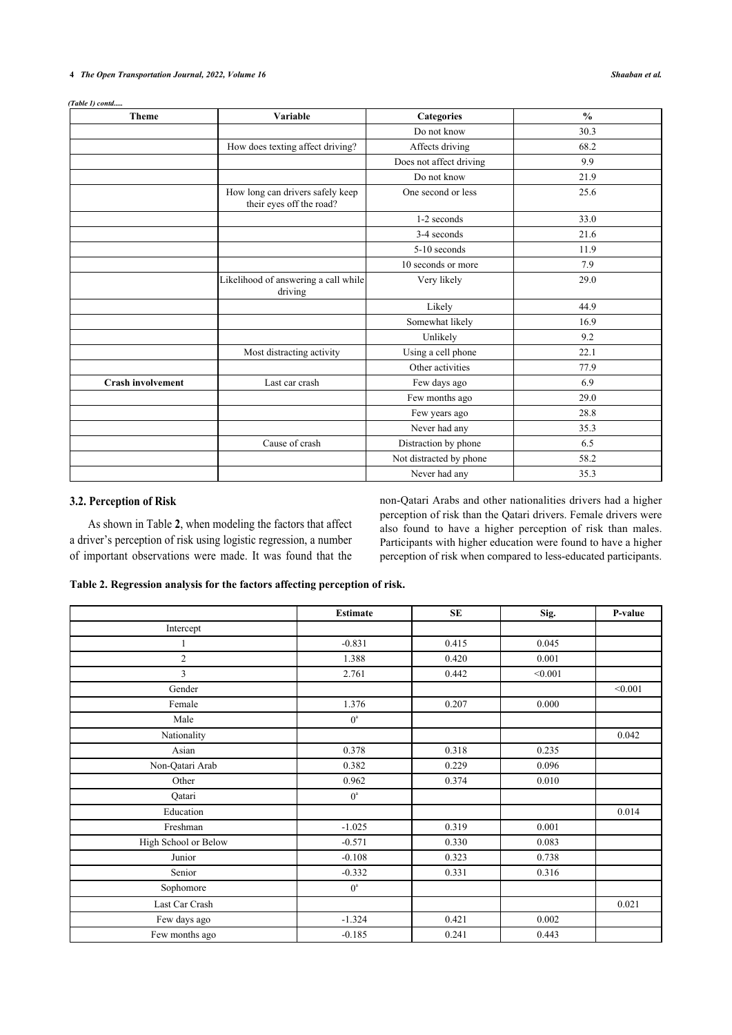*(Table 1) contd.....*

| Theme | Variable | Categories | % |
|---|---|---|---|
| | | Do not know | 30.3 |
| | How does texting affect driving? | Affects driving | 68.2 |
| | | Does not affect driving | 9.9 |
| | | Do not know | 21.9 |
| | How long can drivers safely keep their eyes off the road? | One second or less | 25.6 |
| | | 1-2 seconds | 33.0 |
| | | 3-4 seconds | 21.6 |
| | | 5-10 seconds | 11.9 |
| | | 10 seconds or more | 7.9 |
| | Likelihood of answering a call while driving | Very likely | 29.0 |
| | | Likely | 44.9 |
| | | Somewhat likely | 16.9 |
| | | Unlikely | 9.2 |
| | Most distracting activity | Using a cell phone | 22.1 |
| | | Other activities | 77.9 |
| **Crash involvement** | Last car crash | Few days ago | 6.9 |
| | | Few months ago | 29.0 |
| | | Few years ago | 28.8 |
| | | Never had any | 35.3 |
| | Cause of crash | Distraction by phone | 6.5 |
| | | Not distracted by phone | 58.2 |
| | | Never had any | 35.3 |

### 3.2. Perception of Risk

As shown in Table **2**, when modeling the factors that affect a driver's perception of risk using logistic regression, a number of important observations were made. It was found that the non-Qatari Arabs and other nationalities drivers had a higher perception of risk than the Qatari drivers. Female drivers were also found to have a higher perception of risk than males. Participants with higher education were found to have a higher perception of risk when compared to less-educated participants.

**Table 2. Regression analysis for the factors affecting perception of risk.**

| | Estimate | SE | Sig. | P-value |
|---|---|---|---|---|
| Intercept | | | | |
| 1 | -0.831 | 0.415 | 0.045 | |
| 2 | 1.388 | 0.420 | 0.001 | |
| 3 | 2.761 | 0.442 | <0.001 | |
| Gender | | | | <0.001 |
| Female | 1.376 | 0.207 | 0.000 | |
| Male | 0[a] | | | |
| Nationality | | | | 0.042 |
| Asian | 0.378 | 0.318 | 0.235 | |
| Non-Qatari Arab | 0.382 | 0.229 | 0.096 | |
| Other | 0.962 | 0.374 | 0.010 | |
| Qatari | 0[a] | | | |
| Education | | | | 0.014 |
| Freshman | -1.025 | 0.319 | 0.001 | |
| High School or Below | -0.571 | 0.330 | 0.083 | |
| Junior | -0.108 | 0.323 | 0.738 | |
| Senior | -0.332 | 0.331 | 0.316 | |
| Sophomore | 0[a] | | | |
| Last Car Crash | | | | 0.021 |
| Few days ago | -1.324 | 0.421 | 0.002 | |
| Few months ago | -0.185 | 0.241 | 0.443 | |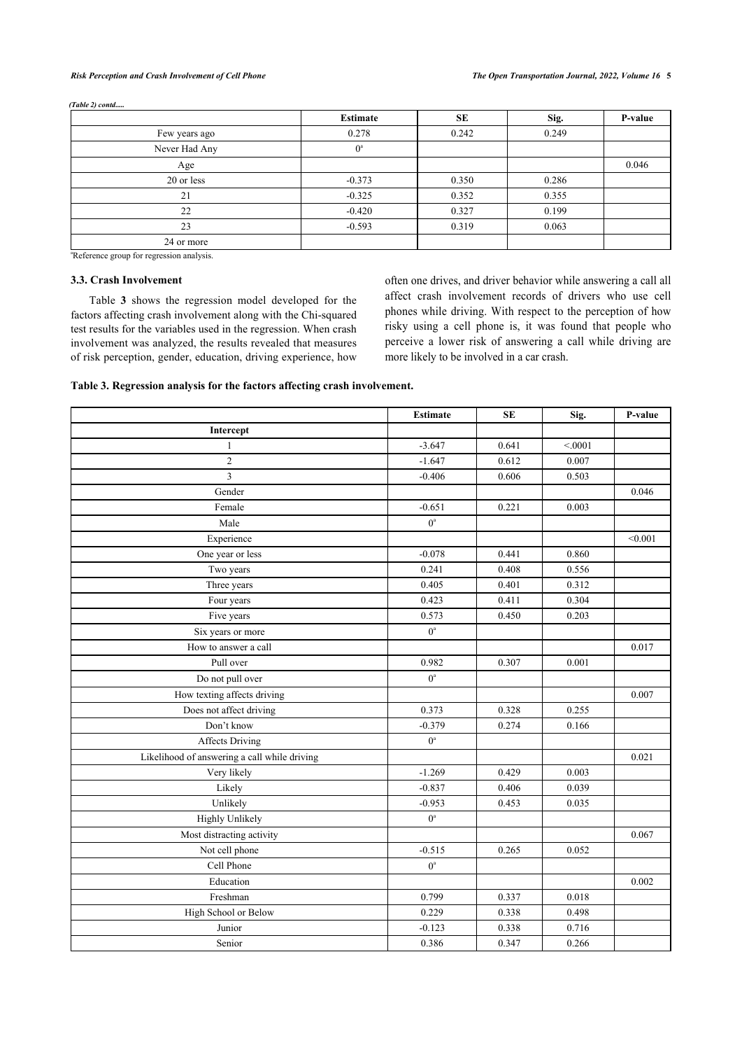*(Table 2) contd.....*

| | Estimate | SE | Sig. | P-value |
|---|---|---|---|---|
| Few years ago | 0.278 | 0.242 | 0.249 | |
| Never Had Any | 0[a] | | | |
| Age | | | | 0.046 |
| 20 or less | -0.373 | 0.350 | 0.286 | |
| 21 | -0.325 | 0.352 | 0.355 | |
| 22 | -0.420 | 0.327 | 0.199 | |
| 23 | -0.593 | 0.319 | 0.063 | |
| 24 or more | | | | |

[a]Reference group for regression analysis.

### 3.3. Crash Involvement

Table **3** shows the regression model developed for the factors affecting crash involvement along with the Chi-squared test results for the variables used in the regression. When crash involvement was analyzed, the results revealed that measures of risk perception, gender, education, driving experience, how often one drives, and driver behavior while answering a call all affect crash involvement records of drivers who use cell phones while driving. With respect to the perception of how risky using a cell phone is, it was found that people who perceive a lower risk of answering a call while driving are more likely to be involved in a car crash.

**Table 3. Regression analysis for the factors affecting crash involvement.**

| | Estimate | SE | Sig. | P-value |
|---|---|---|---|---|
| **Intercept** | | | | |
| 1 | -3.647 | 0.641 | <.0001 | |
| 2 | -1.647 | 0.612 | 0.007 | |
| 3 | -0.406 | 0.606 | 0.503 | |
| Gender | | | | 0.046 |
| Female | -0.651 | 0.221 | 0.003 | |
| Male | 0[a] | | | |
| Experience | | | | <0.001 |
| One year or less | -0.078 | 0.441 | 0.860 | |
| Two years | 0.241 | 0.408 | 0.556 | |
| Three years | 0.405 | 0.401 | 0.312 | |
| Four years | 0.423 | 0.411 | 0.304 | |
| Five years | 0.573 | 0.450 | 0.203 | |
| Six years or more | 0[a] | | | |
| How to answer a call | | | | 0.017 |
| Pull over | 0.982 | 0.307 | 0.001 | |
| Do not pull over | 0[a] | | | |
| How texting affects driving | | | | 0.007 |
| Does not affect driving | 0.373 | 0.328 | 0.255 | |
| Don't know | -0.379 | 0.274 | 0.166 | |
| Affects Driving | 0[a] | | | |
| Likelihood of answering a call while driving | | | | 0.021 |
| Very likely | -1.269 | 0.429 | 0.003 | |
| Likely | -0.837 | 0.406 | 0.039 | |
| Unlikely | -0.953 | 0.453 | 0.035 | |
| Highly Unlikely | 0[a] | | | |
| Most distracting activity | | | | 0.067 |
| Not cell phone | -0.515 | 0.265 | 0.052 | |
| Cell Phone | 0[a] | | | |
| Education | | | | 0.002 |
| Freshman | 0.799 | 0.337 | 0.018 | |
| High School or Below | 0.229 | 0.338 | 0.498 | |
| Junior | -0.123 | 0.338 | 0.716 | |
| Senior | 0.386 | 0.347 | 0.266 | |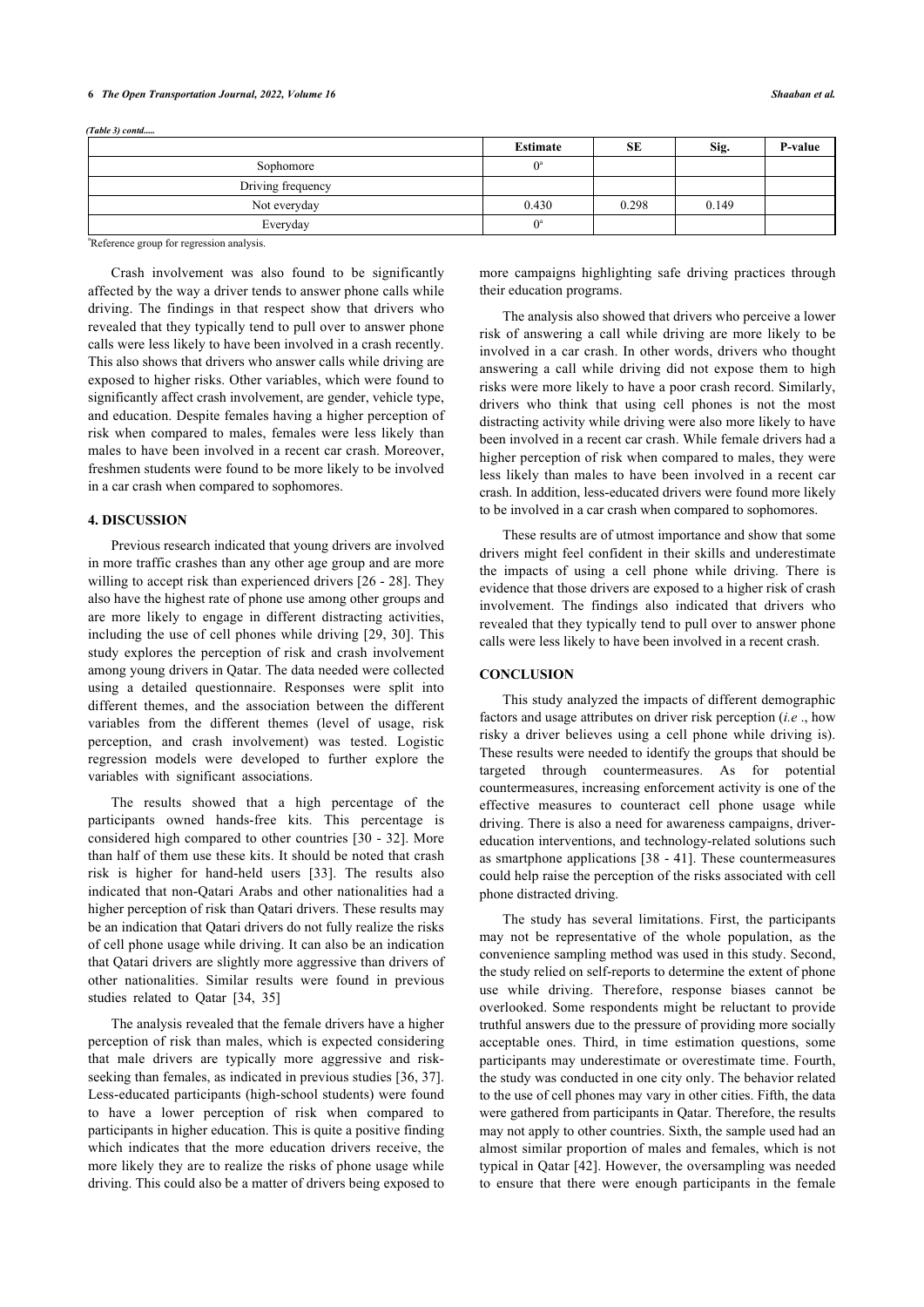*(Table 3) contd.....*

| | Estimate | SE | Sig. | P-value |
|---|---|---|---|---|
| Sophomore | 0[a] | | | |
| Driving frequency | | | | |
| Not everyday | 0.430 | 0.298 | 0.149 | |
| Everyday | 0[a] | | | |

[a]Reference group for regression analysis.

Crash involvement was also found to be significantly affected by the way a driver tends to answer phone calls while driving. The findings in that respect show that drivers who revealed that they typically tend to pull over to answer phone calls were less likely to have been involved in a crash recently. This also shows that drivers who answer calls while driving are exposed to higher risks. Other variables, which were found to significantly affect crash involvement, are gender, vehicle type, and education. Despite females having a higher perception of risk when compared to males, females were less likely than males to have been involved in a recent car crash. Moreover, freshmen students were found to be more likely to be involved in a car crash when compared to sophomores.

## 4. DISCUSSION

Previous research indicated that young drivers are involved in more traffic crashes than any other age group and are more willing to accept risk than experienced drivers [26 - 28]. They also have the highest rate of phone use among other groups and are more likely to engage in different distracting activities, including the use of cell phones while driving [29, 30]. This study explores the perception of risk and crash involvement among young drivers in Qatar. The data needed were collected using a detailed questionnaire. Responses were split into different themes, and the association between the different variables from the different themes (level of usage, risk perception, and crash involvement) was tested. Logistic regression models were developed to further explore the variables with significant associations.

The results showed that a high percentage of the participants owned hands-free kits. This percentage is considered high compared to other countries [30 - 32]. More than half of them use these kits. It should be noted that crash risk is higher for hand-held users [33]. The results also indicated that non-Qatari Arabs and other nationalities had a higher perception of risk than Qatari drivers. These results may be an indication that Qatari drivers do not fully realize the risks of cell phone usage while driving. It can also be an indication that Qatari drivers are slightly more aggressive than drivers of other nationalities. Similar results were found in previous studies related to Qatar [34, 35]

The analysis revealed that the female drivers have a higher perception of risk than males, which is expected considering that male drivers are typically more aggressive and risk-seeking than females, as indicated in previous studies [36, 37]. Less-educated participants (high-school students) were found to have a lower perception of risk when compared to participants in higher education. This is quite a positive finding which indicates that the more education drivers receive, the more likely they are to realize the risks of phone usage while driving. This could also be a matter of drivers being exposed to more campaigns highlighting safe driving practices through their education programs.

The analysis also showed that drivers who perceive a lower risk of answering a call while driving are more likely to be involved in a car crash. In other words, drivers who thought answering a call while driving did not expose them to high risks were more likely to have a poor crash record. Similarly, drivers who think that using cell phones is not the most distracting activity while driving were also more likely to have been involved in a recent car crash. While female drivers had a higher perception of risk when compared to males, they were less likely than males to have been involved in a recent car crash. In addition, less-educated drivers were found more likely to be involved in a car crash when compared to sophomores.

These results are of utmost importance and show that some drivers might feel confident in their skills and underestimate the impacts of using a cell phone while driving. There is evidence that those drivers are exposed to a higher risk of crash involvement. The findings also indicated that drivers who revealed that they typically tend to pull over to answer phone calls were less likely to have been involved in a recent crash.

## CONCLUSION

This study analyzed the impacts of different demographic factors and usage attributes on driver risk perception (*i.e* ., how risky a driver believes using a cell phone while driving is). These results were needed to identify the groups that should be targeted through countermeasures. As for potential countermeasures, increasing enforcement activity is one of the effective measures to counteract cell phone usage while driving. There is also a need for awareness campaigns, driver-education interventions, and technology-related solutions such as smartphone applications [38 - 41]. These countermeasures could help raise the perception of the risks associated with cell phone distracted driving.

The study has several limitations. First, the participants may not be representative of the whole population, as the convenience sampling method was used in this study. Second, the study relied on self-reports to determine the extent of phone use while driving. Therefore, response biases cannot be overlooked. Some respondents might be reluctant to provide truthful answers due to the pressure of providing more socially acceptable ones. Third, in time estimation questions, some participants may underestimate or overestimate time. Fourth, the study was conducted in one city only. The behavior related to the use of cell phones may vary in other cities. Fifth, the data were gathered from participants in Qatar. Therefore, the results may not apply to other countries. Sixth, the sample used had an almost similar proportion of males and females, which is not typical in Qatar [42]. However, the oversampling was needed to ensure that there were enough participants in the female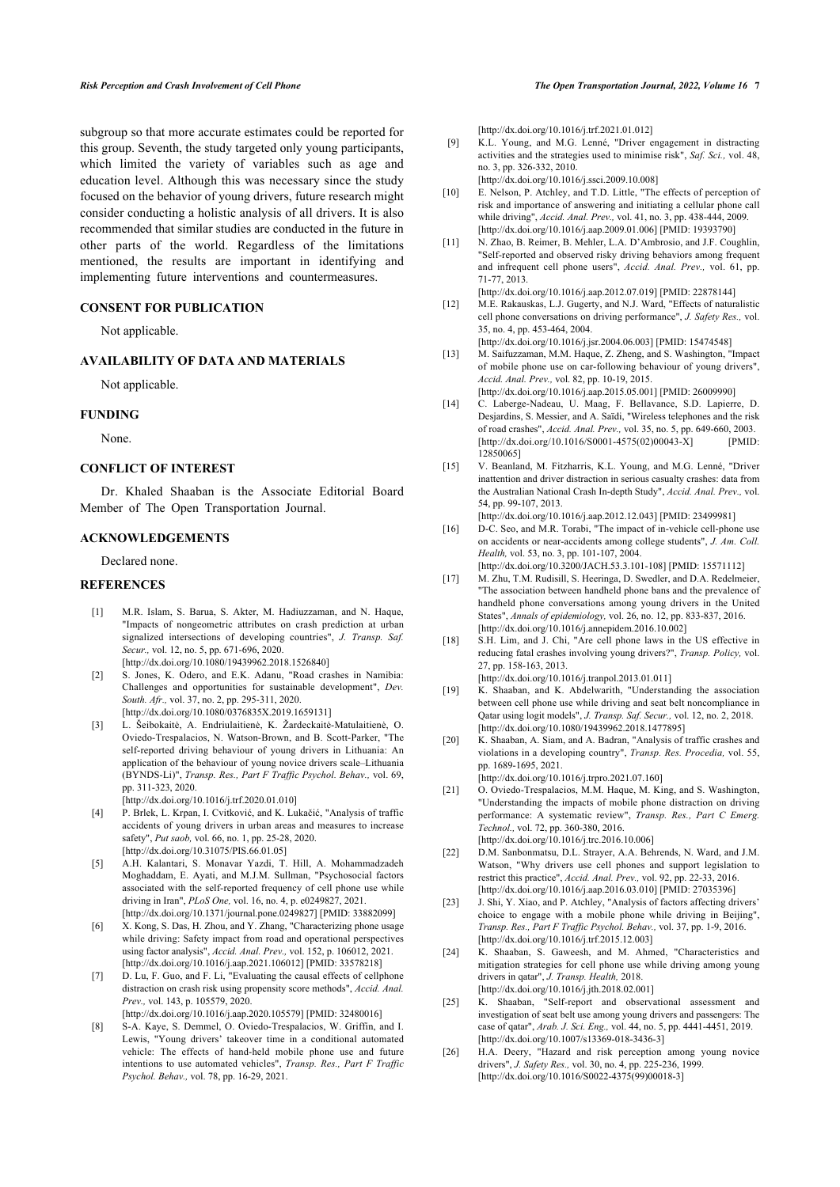subgroup so that more accurate estimates could be reported for this group. Seventh, the study targeted only young participants, which limited the variety of variables such as age and education level. Although this was necessary since the study focused on the behavior of young drivers, future research might consider conducting a holistic analysis of all drivers. It is also recommended that similar studies are conducted in the future in other parts of the world. Regardless of the limitations mentioned, the results are important in identifying and implementing future interventions and countermeasures.

## CONSENT FOR PUBLICATION

Not applicable.

## AVAILABILITY OF DATA AND MATERIALS

Not applicable.

## FUNDING

None.

## CONFLICT OF INTEREST

Dr. Khaled Shaaban is the Associate Editorial Board Member of The Open Transportation Journal.

## ACKNOWLEDGEMENTS

Declared none.

## REFERENCES

[1] M.R. Islam, S. Barua, S. Akter, M. Hadiuzzaman, and N. Haque, "Impacts of nongeometric attributes on crash prediction at urban signalized intersections of developing countries", *J. Transp. Saf. Secur.,* vol. 12, no. 5, pp. 671-696, 2020. [http://dx.doi.org/10.1080/19439962.2018.1526840]

[2] S. Jones, K. Odero, and E.K. Adanu, "Road crashes in Namibia: Challenges and opportunities for sustainable development", *Dev. South. Afr.,* vol. 37, no. 2, pp. 295-311, 2020. [http://dx.doi.org/10.1080/0376835X.2019.1659131]

[3] L. Šeibokaitė, A. Endriulaitienė, K. Žardeckaitė-Matulaitienė, O. Oviedo-Trespalacios, N. Watson-Brown, and B. Scott-Parker, "The self-reported driving behaviour of young drivers in Lithuania: An application of the behaviour of young novice drivers scale–Lithuania (BYNDS-Li)", *Transp. Res., Part F Traffic Psychol. Behav.,* vol. 69, pp. 311-323, 2020. [http://dx.doi.org/10.1016/j.trf.2020.01.010]

[4] P. Brlek, L. Krpan, I. Cvitković, and K. Lukačić, "Analysis of traffic accidents of young drivers in urban areas and measures to increase safety", *Put saob,* vol. 66, no. 1, pp. 25-28, 2020. [http://dx.doi.org/10.31075/PIS.66.01.05]

[5] A.H. Kalantari, S. Monavar Yazdi, T. Hill, A. Mohammadzadeh Moghaddam, E. Ayati, and M.J.M. Sullman, "Psychosocial factors associated with the self-reported frequency of cell phone use while driving in Iran", *PLoS One,* vol. 16, no. 4, p. e0249827, 2021. [http://dx.doi.org/10.1371/journal.pone.0249827] [PMID: 33882099]

[6] X. Kong, S. Das, H. Zhou, and Y. Zhang, "Characterizing phone usage while driving: Safety impact from road and operational perspectives using factor analysis", *Accid. Anal. Prev.,* vol. 152, p. 106012, 2021. [http://dx.doi.org/10.1016/j.aap.2021.106012] [PMID: 33578218]

[7] D. Lu, F. Guo, and F. Li, "Evaluating the causal effects of cellphone distraction on crash risk using propensity score methods", *Accid. Anal. Prev.,* vol. 143, p. 105579, 2020. [http://dx.doi.org/10.1016/j.aap.2020.105579] [PMID: 32480016]

[8] S-A. Kaye, S. Demmel, O. Oviedo-Trespalacios, W. Griffin, and I. Lewis, "Young drivers' takeover time in a conditional automated vehicle: The effects of hand-held mobile phone use and future intentions to use automated vehicles", *Transp. Res., Part F Traffic Psychol. Behav.,* vol. 78, pp. 16-29, 2021. [http://dx.doi.org/10.1016/j.trf.2021.01.012]

[9] K.L. Young, and M.G. Lenné, "Driver engagement in distracting activities and the strategies used to minimise risk", *Saf. Sci.,* vol. 48, no. 3, pp. 326-332, 2010. [http://dx.doi.org/10.1016/j.ssci.2009.10.008]

[10] E. Nelson, P. Atchley, and T.D. Little, "The effects of perception of risk and importance of answering and initiating a cellular phone call while driving", *Accid. Anal. Prev.,* vol. 41, no. 3, pp. 438-444, 2009. [http://dx.doi.org/10.1016/j.aap.2009.01.006] [PMID: 19393790]

[11] N. Zhao, B. Reimer, B. Mehler, L.A. D'Ambrosio, and J.F. Coughlin, "Self-reported and observed risky driving behaviors among frequent and infrequent cell phone users", *Accid. Anal. Prev.,* vol. 61, pp. 71-77, 2013. [http://dx.doi.org/10.1016/j.aap.2012.07.019] [PMID: 22878144]

[12] M.E. Rakauskas, L.J. Gugerty, and N.J. Ward, "Effects of naturalistic cell phone conversations on driving performance", *J. Safety Res.,* vol. 35, no. 4, pp. 453-464, 2004. [http://dx.doi.org/10.1016/j.jsr.2004.06.003] [PMID: 15474548]

[13] M. Saifuzzaman, M.M. Haque, Z. Zheng, and S. Washington, "Impact of mobile phone use on car-following behaviour of young drivers", *Accid. Anal. Prev.,* vol. 82, pp. 10-19, 2015. [http://dx.doi.org/10.1016/j.aap.2015.05.001] [PMID: 26009990]

[14] C. Laberge-Nadeau, U. Maag, F. Bellavance, S.D. Lapierre, D. Desjardins, S. Messier, and A. Saïdi, "Wireless telephones and the risk of road crashes", *Accid. Anal. Prev.,* vol. 35, no. 5, pp. 649-660, 2003. [http://dx.doi.org/10.1016/S0001-4575(02)00043-X] [PMID: 12850065]

[15] V. Beanland, M. Fitzharris, K.L. Young, and M.G. Lenné, "Driver inattention and driver distraction in serious casualty crashes: data from the Australian National Crash In-depth Study", *Accid. Anal. Prev.,* vol. 54, pp. 99-107, 2013. [http://dx.doi.org/10.1016/j.aap.2012.12.043] [PMID: 23499981]

[16] D-C. Seo, and M.R. Torabi, "The impact of in-vehicle cell-phone use on accidents or near-accidents among college students", *J. Am. Coll. Health,* vol. 53, no. 3, pp. 101-107, 2004. [http://dx.doi.org/10.3200/JACH.53.3.101-108] [PMID: 15571112]

[17] M. Zhu, T.M. Rudisill, S. Heeringa, D. Swedler, and D.A. Redelmeier, "The association between handheld phone bans and the prevalence of handheld phone conversations among young drivers in the United States", *Annals of epidemiology,* vol. 26, no. 12, pp. 833-837, 2016. [http://dx.doi.org/10.1016/j.annepidem.2016.10.002]

[18] S.H. Lim, and J. Chi, "Are cell phone laws in the US effective in reducing fatal crashes involving young drivers?", *Transp. Policy,* vol. 27, pp. 158-163, 2013. [http://dx.doi.org/10.1016/j.tranpol.2013.01.011]

[19] K. Shaaban, and K. Abdelwarith, "Understanding the association between cell phone use while driving and seat belt noncompliance in Qatar using logit models", *J. Transp. Saf. Secur.,* vol. 12, no. 2, 2018. [http://dx.doi.org/10.1080/19439962.2018.1477895]

[20] K. Shaaban, A. Siam, and A. Badran, "Analysis of traffic crashes and violations in a developing country", *Transp. Res. Procedia,* vol. 55, pp. 1689-1695, 2021. [http://dx.doi.org/10.1016/j.trpro.2021.07.160]

[21] O. Oviedo-Trespalacios, M.M. Haque, M. King, and S. Washington, "Understanding the impacts of mobile phone distraction on driving performance: A systematic review", *Transp. Res., Part C Emerg. Technol.,* vol. 72, pp. 360-380, 2016. [http://dx.doi.org/10.1016/j.trc.2016.10.006]

[22] D.M. Sanbonmatsu, D.L. Strayer, A.A. Behrends, N. Ward, and J.M. Watson, "Why drivers use cell phones and support legislation to restrict this practice", *Accid. Anal. Prev.,* vol. 92, pp. 22-33, 2016. [http://dx.doi.org/10.1016/j.aap.2016.03.010] [PMID: 27035396]

[23] J. Shi, Y. Xiao, and P. Atchley, "Analysis of factors affecting drivers' choice to engage with a mobile phone while driving in Beijing", *Transp. Res., Part F Traffic Psychol. Behav.,* vol. 37, pp. 1-9, 2016. [http://dx.doi.org/10.1016/j.trf.2015.12.003]

[24] K. Shaaban, S. Gaweesh, and M. Ahmed, "Characteristics and mitigation strategies for cell phone use while driving among young drivers in qatar", *J. Transp. Health,* 2018. [http://dx.doi.org/10.1016/j.jth.2018.02.001]

[25] K. Shaaban, "Self-report and observational assessment and investigation of seat belt use among young drivers and passengers: The case of qatar", *Arab. J. Sci. Eng.,* vol. 44, no. 5, pp. 4441-4451, 2019. [http://dx.doi.org/10.1007/s13369-018-3436-3]

[26] H.A. Deery, "Hazard and risk perception among young novice drivers", *J. Safety Res.,* vol. 30, no. 4, pp. 225-236, 1999. [http://dx.doi.org/10.1016/S0022-4375(99)00018-3]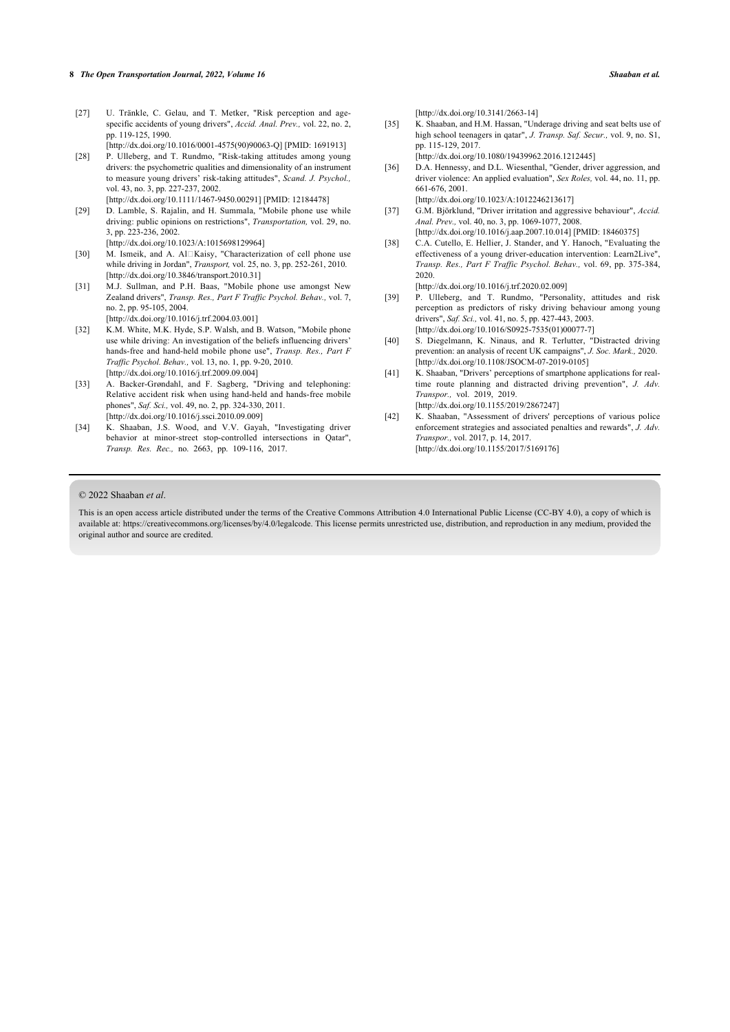[27] U. Tränkle, C. Gelau, and T. Metker, "Risk perception and age-specific accidents of young drivers", *Accid. Anal. Prev.,* vol. 22, no. 2, pp. 119-125, 1990.
[http://dx.doi.org/10.1016/0001-4575(90)90063-Q] [PMID: 1691913]

[28] P. Ulleberg, and T. Rundmo, "Risk-taking attitudes among young drivers: the psychometric qualities and dimensionality of an instrument to measure young drivers' risk-taking attitudes", *Scand. J. Psychol.,* vol. 43, no. 3, pp. 227-237, 2002.
[http://dx.doi.org/10.1111/1467-9450.00291] [PMID: 12184478]

[29] D. Lamble, S. Rajalin, and H. Summala, "Mobile phone use while driving: public opinions on restrictions", *Transportation,* vol. 29, no. 3, pp. 223-236, 2002.
[http://dx.doi.org/10.1023/A:1015698129964]

[30] M. Ismeik, and A. Al‐Kaisy, "Characterization of cell phone use while driving in Jordan", *Transport,* vol. 25, no. 3, pp. 252-261, 2010.
[http://dx.doi.org/10.3846/transport.2010.31]

[31] M.J. Sullman, and P.H. Baas, "Mobile phone use amongst New Zealand drivers", *Transp. Res., Part F Traffic Psychol. Behav.,* vol. 7, no. 2, pp. 95-105, 2004.
[http://dx.doi.org/10.1016/j.trf.2004.03.001]

[32] K.M. White, M.K. Hyde, S.P. Walsh, and B. Watson, "Mobile phone use while driving: An investigation of the beliefs influencing drivers' hands-free and hand-held mobile phone use", *Transp. Res., Part F Traffic Psychol. Behav.,* vol. 13, no. 1, pp. 9-20, 2010.
[http://dx.doi.org/10.1016/j.trf.2009.09.004]

[33] A. Backer-Grøndahl, and F. Sagberg, "Driving and telephoning: Relative accident risk when using hand-held and hands-free mobile phones", *Saf. Sci.,* vol. 49, no. 2, pp. 324-330, 2011.
[http://dx.doi.org/10.1016/j.ssci.2010.09.009]

[34] K. Shaaban, J.S. Wood, and V.V. Gayah, "Investigating driver behavior at minor-street stop-controlled intersections in Qatar", *Transp. Res. Rec.,* no. 2663, pp. 109-116, 2017.
[http://dx.doi.org/10.3141/2663-14]

[35] K. Shaaban, and H.M. Hassan, "Underage driving and seat belts use of high school teenagers in qatar", *J. Transp. Saf. Secur.,* vol. 9, no. S1, pp. 115-129, 2017.
[http://dx.doi.org/10.1080/19439962.2016.1212445]

[36] D.A. Hennessy, and D.L. Wiesenthal, "Gender, driver aggression, and driver violence: An applied evaluation", *Sex Roles,* vol. 44, no. 11, pp. 661-676, 2001.
[http://dx.doi.org/10.1023/A:1012246213617]

[37] G.M. Björklund, "Driver irritation and aggressive behaviour", *Accid. Anal. Prev.,* vol. 40, no. 3, pp. 1069-1077, 2008.
[http://dx.doi.org/10.1016/j.aap.2007.10.014] [PMID: 18460375]

[38] C.A. Cutello, E. Hellier, J. Stander, and Y. Hanoch, "Evaluating the effectiveness of a young driver-education intervention: Learn2Live", *Transp. Res., Part F Traffic Psychol. Behav.,* vol. 69, pp. 375-384, 2020.
[http://dx.doi.org/10.1016/j.trf.2020.02.009]

[39] P. Ulleberg, and T. Rundmo, "Personality, attitudes and risk perception as predictors of risky driving behaviour among young drivers", *Saf. Sci.,* vol. 41, no. 5, pp. 427-443, 2003.
[http://dx.doi.org/10.1016/S0925-7535(01)00077-7]

[40] S. Diegelmann, K. Ninaus, and R. Terlutter, "Distracted driving prevention: an analysis of recent UK campaigns", *J. Soc. Mark.,* 2020.
[http://dx.doi.org/10.1108/JSOCM-07-2019-0105]

[41] K. Shaaban, "Drivers' perceptions of smartphone applications for real-time route planning and distracted driving prevention", *J. Adv. Transpor.,* vol. 2019, 2019.
[http://dx.doi.org/10.1155/2019/2867247]

[42] K. Shaaban, "Assessment of drivers' perceptions of various police enforcement strategies and associated penalties and rewards", *J. Adv. Transpor.,* vol. 2017, p. 14, 2017.
[http://dx.doi.org/10.1155/2017/5169176]

© 2022 Shaaban *et al*.

This is an open access article distributed under the terms of the Creative Commons Attribution 4.0 International Public License (CC-BY 4.0), a copy of which is available at: https://creativecommons.org/licenses/by/4.0/legalcode. This license permits unrestricted use, distribution, and reproduction in any medium, provided the original author and source are credited.